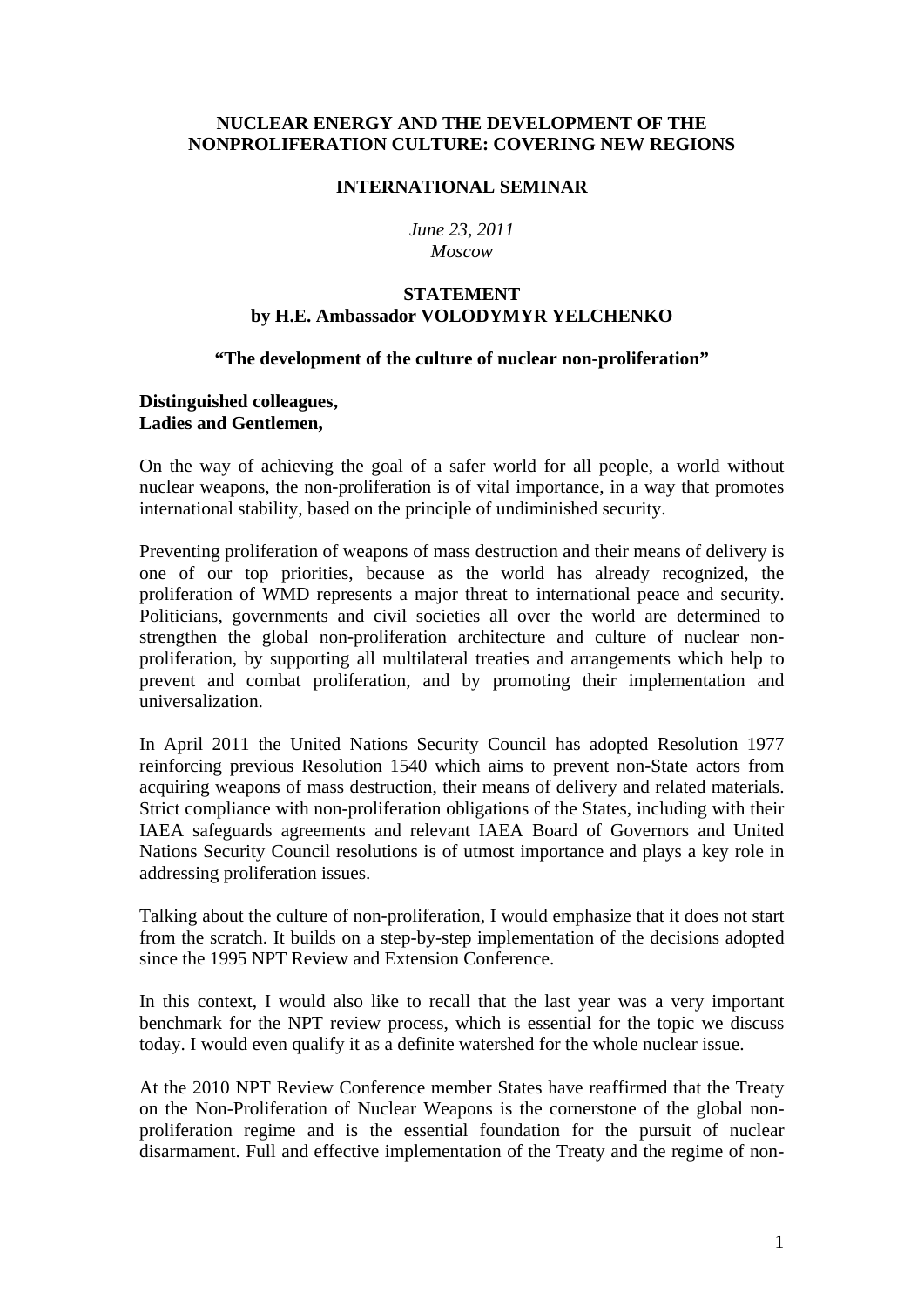**NUCLEAR ENERGY AND THE DEVELOPMENT OF THE NONPROLIFERATION CULTURE: COVERING NEW REGIONS**

**INTERNATIONAL SEMINAR**

*June 23, 2011*
*Moscow*

**STATEMENT**
**by H.E. Ambassador VOLODYMYR YELCHENKO**

**"The development of the culture of nuclear non-proliferation"**

**Distinguished colleagues,**
**Ladies and Gentlemen,**

On the way of achieving the goal of a safer world for all people, a world without nuclear weapons, the non-proliferation is of vital importance, in a way that promotes international stability, based on the principle of undiminished security.

Preventing proliferation of weapons of mass destruction and their means of delivery is one of our top priorities, because as the world has already recognized, the proliferation of WMD represents a major threat to international peace and security. Politicians, governments and civil societies all over the world are determined to strengthen the global non-proliferation architecture and culture of nuclear non-proliferation, by supporting all multilateral treaties and arrangements which help to prevent and combat proliferation, and by promoting their implementation and universalization.

In April 2011 the United Nations Security Council has adopted Resolution 1977 reinforcing previous Resolution 1540 which aims to prevent non-State actors from acquiring weapons of mass destruction, their means of delivery and related materials. Strict compliance with non-proliferation obligations of the States, including with their IAEA safeguards agreements and relevant IAEA Board of Governors and United Nations Security Council resolutions is of utmost importance and plays a key role in addressing proliferation issues.

Talking about the culture of non-proliferation, I would emphasize that it does not start from the scratch. It builds on a step-by-step implementation of the decisions adopted since the 1995 NPT Review and Extension Conference.

In this context, I would also like to recall that the last year was a very important benchmark for the NPT review process, which is essential for the topic we discuss today. I would even qualify it as a definite watershed for the whole nuclear issue.

At the 2010 NPT Review Conference member States have reaffirmed that the Treaty on the Non-Proliferation of Nuclear Weapons is the cornerstone of the global non-proliferation regime and is the essential foundation for the pursuit of nuclear disarmament. Full and effective implementation of the Treaty and the regime of non-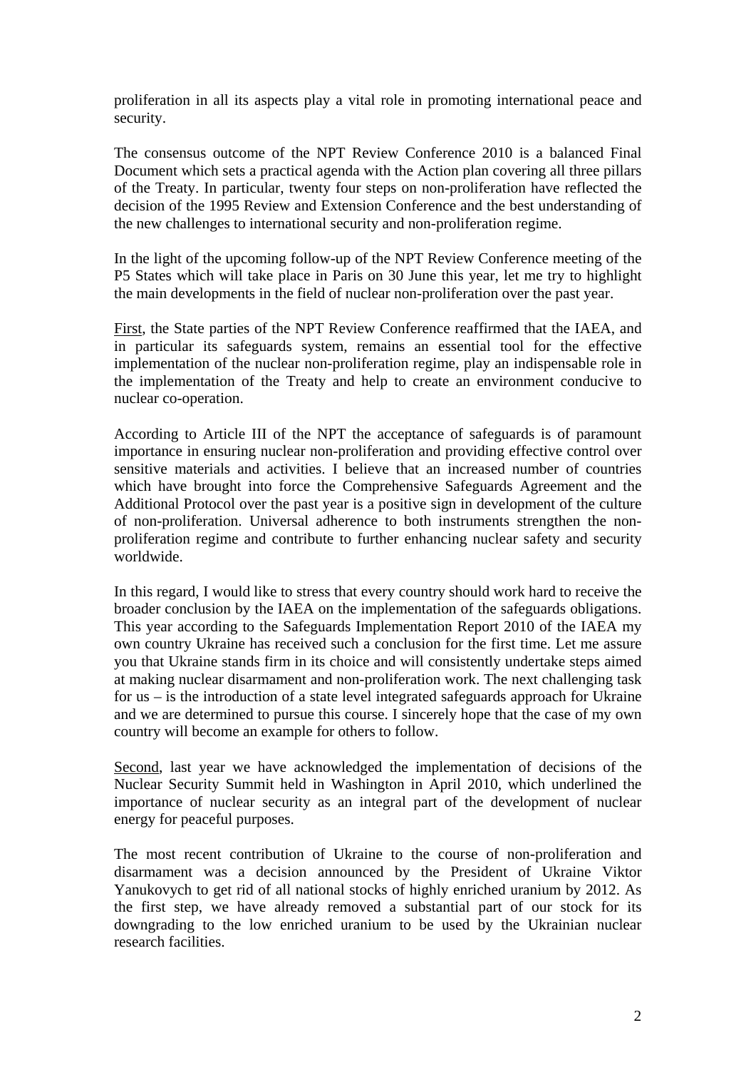proliferation in all its aspects play a vital role in promoting international peace and security.

The consensus outcome of the NPT Review Conference 2010 is a balanced Final Document which sets a practical agenda with the Action plan covering all three pillars of the Treaty. In particular, twenty four steps on non-proliferation have reflected the decision of the 1995 Review and Extension Conference and the best understanding of the new challenges to international security and non-proliferation regime.

In the light of the upcoming follow-up of the NPT Review Conference meeting of the P5 States which will take place in Paris on 30 June this year, let me try to highlight the main developments in the field of nuclear non-proliferation over the past year.

<u>First</u>, the State parties of the NPT Review Conference reaffirmed that the IAEA, and in particular its safeguards system, remains an essential tool for the effective implementation of the nuclear non-proliferation regime, play an indispensable role in the implementation of the Treaty and help to create an environment conducive to nuclear co-operation.

According to Article III of the NPT the acceptance of safeguards is of paramount importance in ensuring nuclear non-proliferation and providing effective control over sensitive materials and activities. I believe that an increased number of countries which have brought into force the Comprehensive Safeguards Agreement and the Additional Protocol over the past year is a positive sign in development of the culture of non-proliferation. Universal adherence to both instruments strengthen the non-proliferation regime and contribute to further enhancing nuclear safety and security worldwide.

In this regard, I would like to stress that every country should work hard to receive the broader conclusion by the IAEA on the implementation of the safeguards obligations. This year according to the Safeguards Implementation Report 2010 of the IAEA my own country Ukraine has received such a conclusion for the first time. Let me assure you that Ukraine stands firm in its choice and will consistently undertake steps aimed at making nuclear disarmament and non-proliferation work. The next challenging task for us – is the introduction of a state level integrated safeguards approach for Ukraine and we are determined to pursue this course. I sincerely hope that the case of my own country will become an example for others to follow.

<u>Second</u>, last year we have acknowledged the implementation of decisions of the Nuclear Security Summit held in Washington in April 2010, which underlined the importance of nuclear security as an integral part of the development of nuclear energy for peaceful purposes.

The most recent contribution of Ukraine to the course of non-proliferation and disarmament was a decision announced by the President of Ukraine Viktor Yanukovych to get rid of all national stocks of highly enriched uranium by 2012. As the first step, we have already removed a substantial part of our stock for its downgrading to the low enriched uranium to be used by the Ukrainian nuclear research facilities.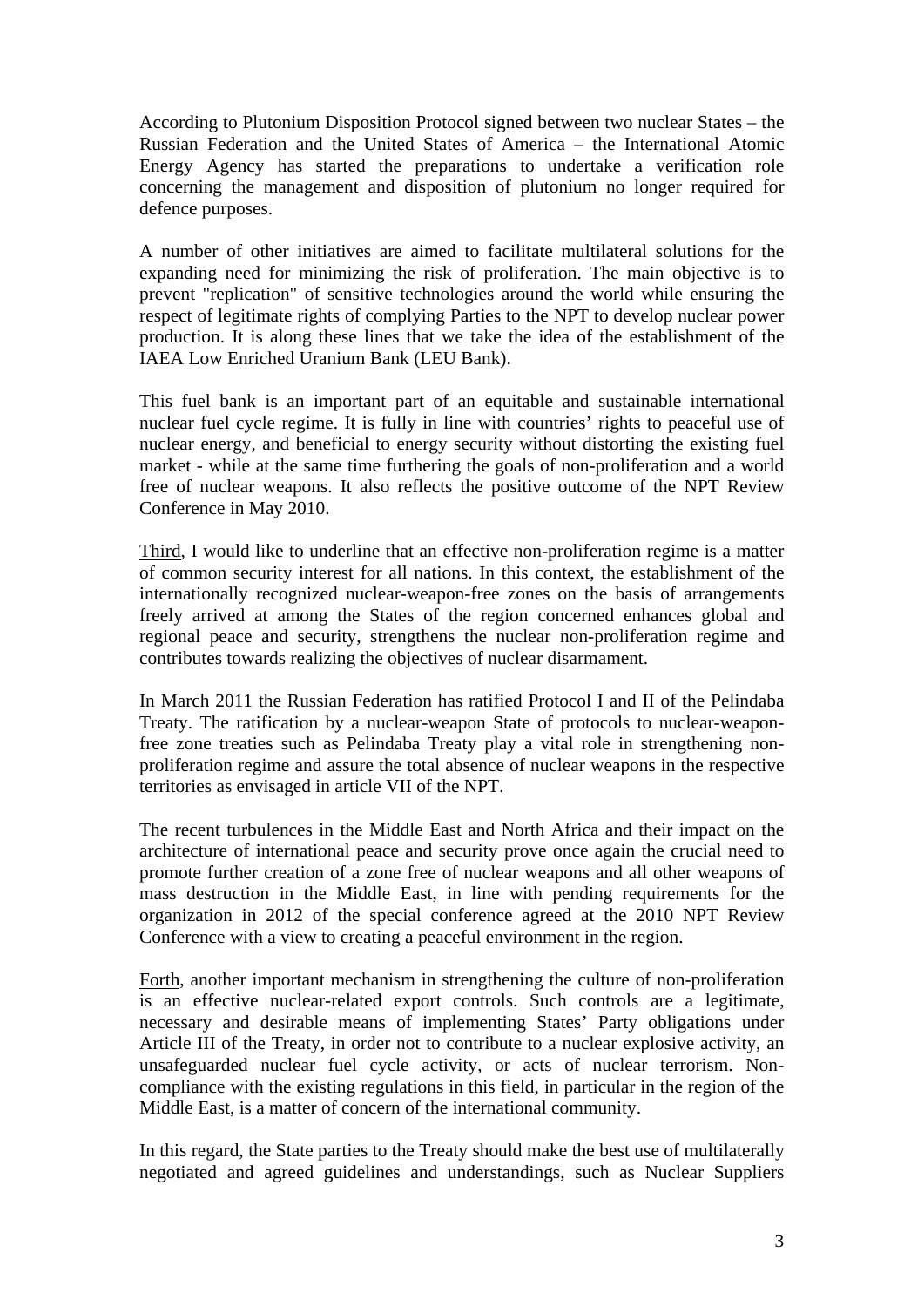According to Plutonium Disposition Protocol signed between two nuclear States – the Russian Federation and the United States of America – the International Atomic Energy Agency has started the preparations to undertake a verification role concerning the management and disposition of plutonium no longer required for defence purposes.

A number of other initiatives are aimed to facilitate multilateral solutions for the expanding need for minimizing the risk of proliferation. The main objective is to prevent "replication" of sensitive technologies around the world while ensuring the respect of legitimate rights of complying Parties to the NPT to develop nuclear power production. It is along these lines that we take the idea of the establishment of the IAEA Low Enriched Uranium Bank (LEU Bank).

This fuel bank is an important part of an equitable and sustainable international nuclear fuel cycle regime. It is fully in line with countries' rights to peaceful use of nuclear energy, and beneficial to energy security without distorting the existing fuel market - while at the same time furthering the goals of non-proliferation and a world free of nuclear weapons. It also reflects the positive outcome of the NPT Review Conference in May 2010.

<u>Third</u>, I would like to underline that an effective non-proliferation regime is a matter of common security interest for all nations. In this context, the establishment of the internationally recognized nuclear-weapon-free zones on the basis of arrangements freely arrived at among the States of the region concerned enhances global and regional peace and security, strengthens the nuclear non-proliferation regime and contributes towards realizing the objectives of nuclear disarmament.

In March 2011 the Russian Federation has ratified Protocol I and II of the Pelindaba Treaty. The ratification by a nuclear-weapon State of protocols to nuclear-weapon-free zone treaties such as Pelindaba Treaty play a vital role in strengthening non-proliferation regime and assure the total absence of nuclear weapons in the respective territories as envisaged in article VII of the NPT.

The recent turbulences in the Middle East and North Africa and their impact on the architecture of international peace and security prove once again the crucial need to promote further creation of a zone free of nuclear weapons and all other weapons of mass destruction in the Middle East, in line with pending requirements for the organization in 2012 of the special conference agreed at the 2010 NPT Review Conference with a view to creating a peaceful environment in the region.

<u>Forth</u>, another important mechanism in strengthening the culture of non-proliferation is an effective nuclear-related export controls. Such controls are a legitimate, necessary and desirable means of implementing States' Party obligations under Article III of the Treaty, in order not to contribute to a nuclear explosive activity, an unsafeguarded nuclear fuel cycle activity, or acts of nuclear terrorism. Non-compliance with the existing regulations in this field, in particular in the region of the Middle East, is a matter of concern of the international community.

In this regard, the State parties to the Treaty should make the best use of multilaterally negotiated and agreed guidelines and understandings, such as Nuclear Suppliers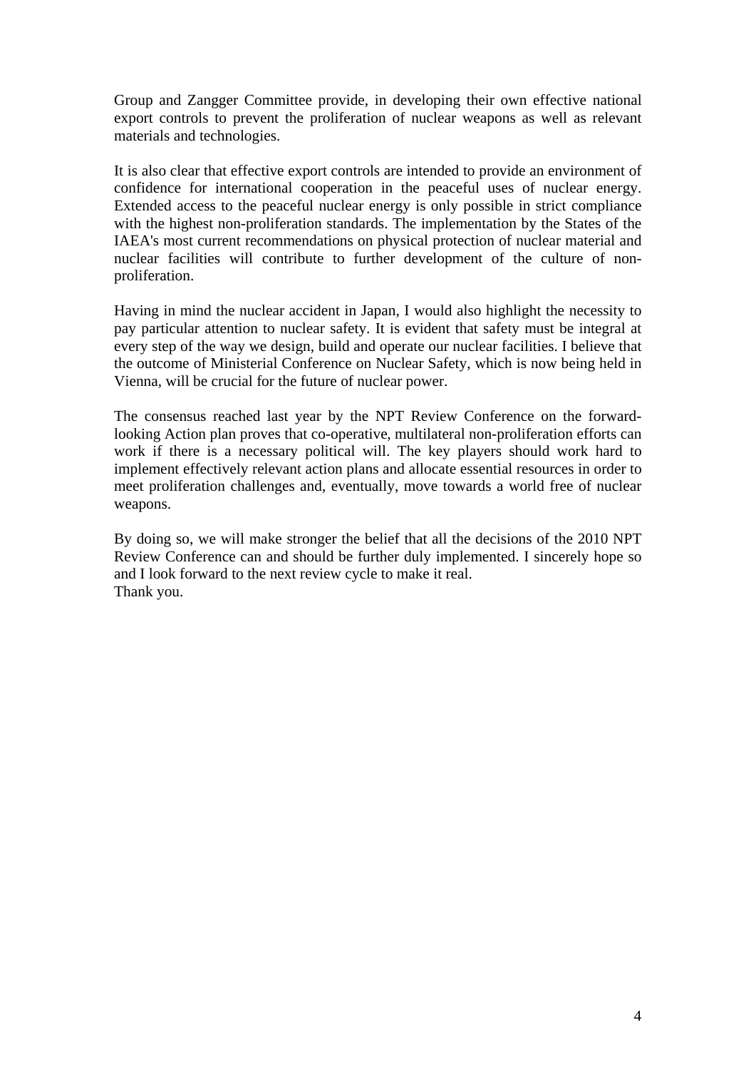Group and Zangger Committee provide, in developing their own effective national export controls to prevent the proliferation of nuclear weapons as well as relevant materials and technologies.

It is also clear that effective export controls are intended to provide an environment of confidence for international cooperation in the peaceful uses of nuclear energy. Extended access to the peaceful nuclear energy is only possible in strict compliance with the highest non-proliferation standards. The implementation by the States of the IAEA's most current recommendations on physical protection of nuclear material and nuclear facilities will contribute to further development of the culture of non-proliferation.

Having in mind the nuclear accident in Japan, I would also highlight the necessity to pay particular attention to nuclear safety. It is evident that safety must be integral at every step of the way we design, build and operate our nuclear facilities. I believe that the outcome of Ministerial Conference on Nuclear Safety, which is now being held in Vienna, will be crucial for the future of nuclear power.

The consensus reached last year by the NPT Review Conference on the forward-looking Action plan proves that co-operative, multilateral non-proliferation efforts can work if there is a necessary political will. The key players should work hard to implement effectively relevant action plans and allocate essential resources in order to meet proliferation challenges and, eventually, move towards a world free of nuclear weapons.

By doing so, we will make stronger the belief that all the decisions of the 2010 NPT Review Conference can and should be further duly implemented. I sincerely hope so and I look forward to the next review cycle to make it real.
Thank you.